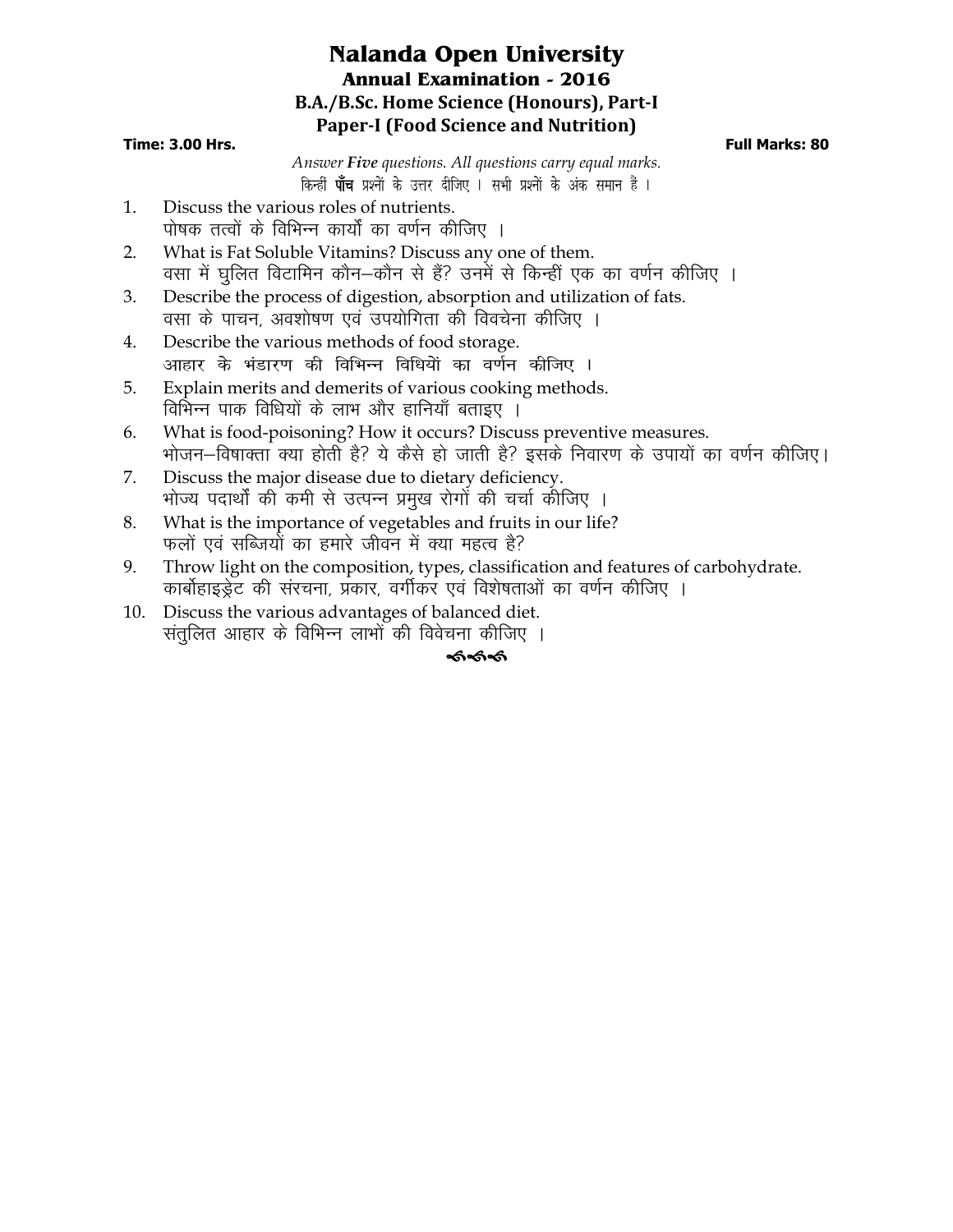# Nalanda Open University

## Annual Examination - 2016

### B.A./B.Sc. Home Science (Honours), Part-I

### Paper-I (Food Science and Nutrition)

**Time: 3.00 Hrs.** **Full Marks: 80**

*Answer **Five** questions. All questions carry equal marks.*

किन्हीं **पाँच** प्रश्नों के उत्तर दीजिए । सभी प्रश्नों के अंक समान हैं ।

1. Discuss the various roles of nutrients.
   पोषक तत्वों के विभिन्न कार्यों का वर्णन कीजिए ।
2. What is Fat Soluble Vitamins? Discuss any one of them.
   वसा में घुलित विटामिन कौन–कौन से हैं? उनमें से किन्हीं एक का वर्णन कीजिए ।
3. Describe the process of digestion, absorption and utilization of fats.
   वसा के पाचन, अवशोषण एवं उपयोगिता की विवचेना कीजिए ।
4. Describe the various methods of food storage.
   आहार के भंडारण की विभिन्न विधियें का वर्णन कीजिए ।
5. Explain merits and demerits of various cooking methods.
   विभिन्न पाक विधियों के लाभ और हानियाँ बताइए ।
6. What is food-poisoning? How it occurs? Discuss preventive measures.
   भोजन–विषाक्ता क्या होती है? ये कैसे हो जाती है? इसके निवारण के उपायों का वर्णन कीजिए।
7. Discuss the major disease due to dietary deficiency.
   भोज्य पदार्थों की कमी से उत्पन्न प्रमुख रोगों की चर्चा कीजिए ।
8. What is the importance of vegetables and fruits in our life?
   फलों एवं सब्जियों का हमारे जीवन में क्या महत्व है?
9. Throw light on the composition, types, classification and features of carbohydrate.
   कार्बोहाइड्रेट की संरचना, प्रकार, वर्गीकर एवं विशेषताओं का वर्णन कीजिए ।
10. Discuss the various advantages of balanced diet.
    संतुलित आहार के विभिन्न लाभों की विवेचना कीजिए ।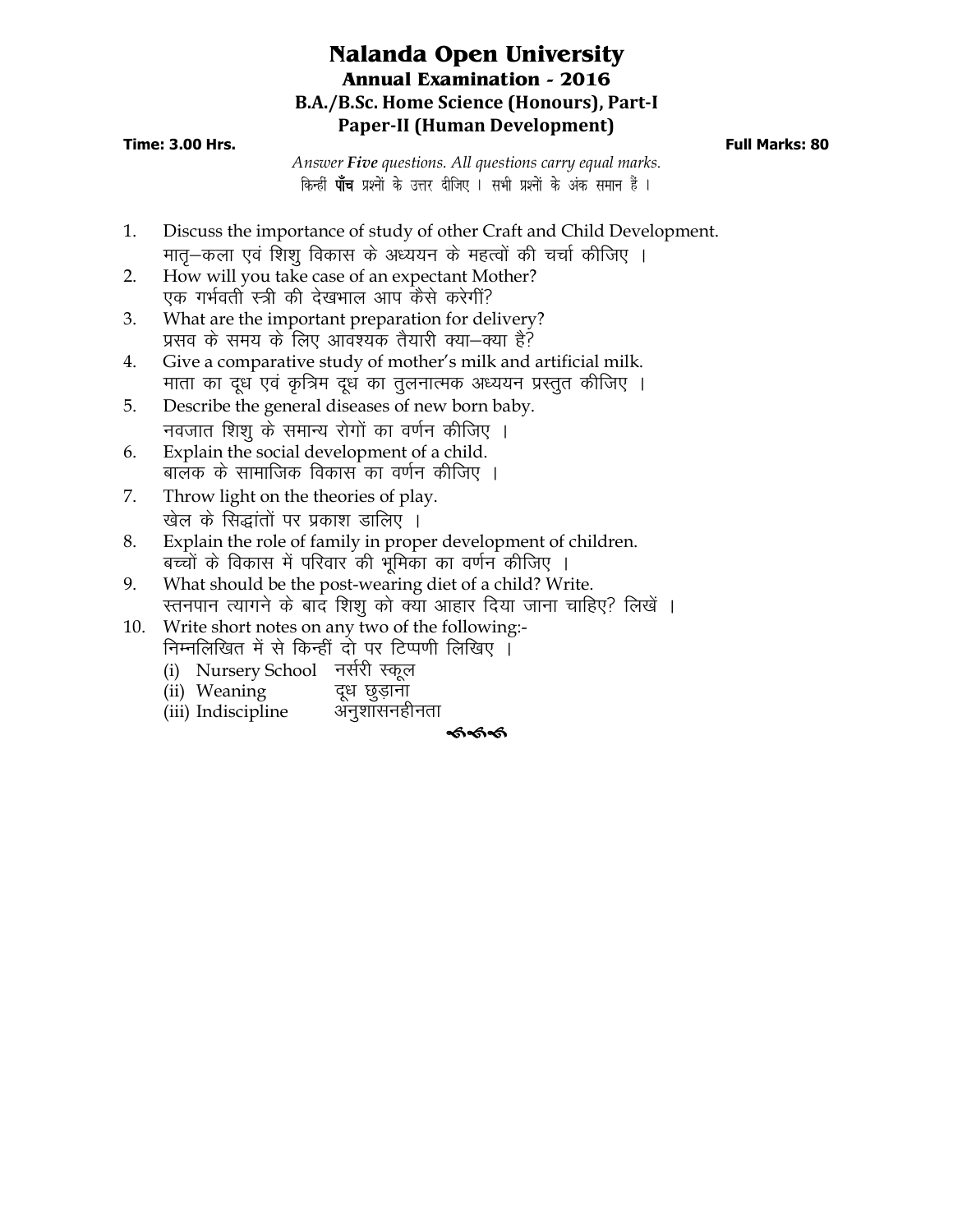# Nalanda Open University

## Annual Examination - 2016

### B.A./B.Sc. Home Science (Honours), Part-I

### Paper-II (Human Development)

**Time: 3.00 Hrs.** **Full Marks: 80**

*Answer **Five** questions. All questions carry equal marks.*

किन्हीं **पाँच** प्रश्नों के उत्तर दीजिए । सभी प्रश्नों के अंक समान हैं ।

1. Discuss the importance of study of other Craft and Child Development.
   मातृ–कला एवं शिशु विकास के अध्ययन के महत्वों की चर्चा कीजिए ।
2. How will you take case of an expectant Mother?
   एक गर्भवती स्त्री की देखभाल आप कैसे करेगीं?
3. What are the important preparation for delivery?
   प्रसव के समय के लिए आवश्यक तैयारी क्या–क्या है?
4. Give a comparative study of mother's milk and artificial milk.
   माता का दूध एवं कृत्रिम दूध का तुलनात्मक अध्ययन प्रस्तुत कीजिए ।
5. Describe the general diseases of new born baby.
   नवजात शिशु के समान्य रोगों का वर्णन कीजिए ।
6. Explain the social development of a child.
   बालक के सामाजिक विकास का वर्णन कीजिए ।
7. Throw light on the theories of play.
   खेल के सिद्धांतों पर प्रकाश डालिए ।
8. Explain the role of family in proper development of children.
   बच्चों के विकास में परिवार की भूमिका का वर्णन कीजिए ।
9. What should be the post-wearing diet of a child? Write.
   स्तनपान त्यागने के बाद शिशु को क्या आहार दिया जाना चाहिए? लिखें ।
10. Write short notes on any two of the following:-
    निम्नलिखित में से किन्हीं दो पर टिप्पणी लिखिए ।
    (i) Nursery School नर्सरी स्कूल
    (ii) Weaning दूध छुड़ाना
    (iii) Indiscipline अनुशासनहीनता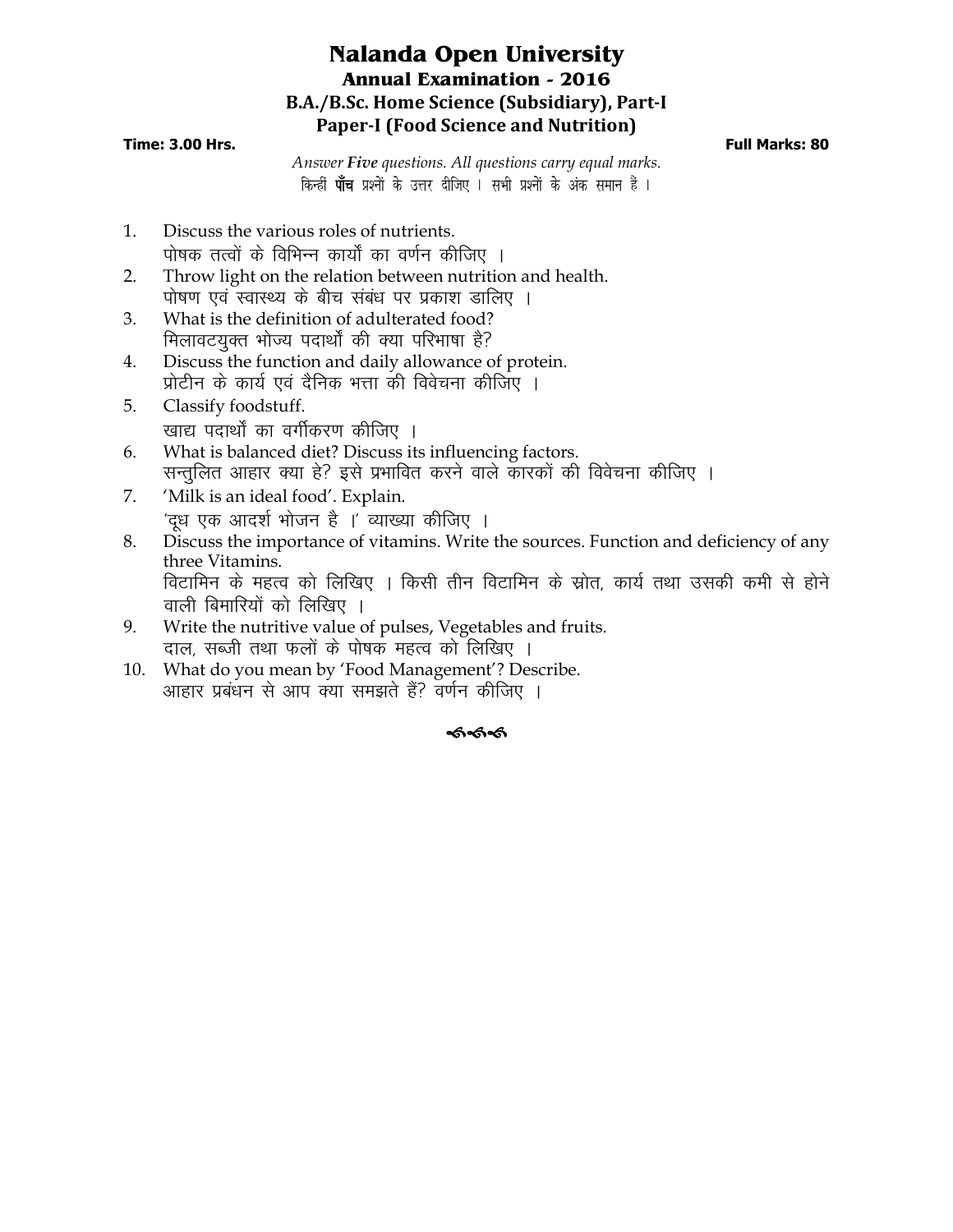# Nalanda Open University

## Annual Examination - 2016

### B.A./B.Sc. Home Science (Subsidiary), Part-I

### Paper-I (Food Science and Nutrition)

**Time: 3.00 Hrs.** **Full Marks: 80**

*Answer **Five** questions. All questions carry equal marks.*

किन्हीं **पाँच** प्रश्नों के उत्तर दीजिए । सभी प्रश्नों के अंक समान हैं ।

1. Discuss the various roles of nutrients.
   पोषक तत्वों के विभिन्न कार्यों का वर्णन कीजिए ।
2. Throw light on the relation between nutrition and health.
   पोषण एवं स्वास्थ्य के बीच संबंध पर प्रकाश डालिए ।
3. What is the definition of adulterated food?
   मिलावटयुक्त भोज्य पदार्थों की क्या परिभाषा है?
4. Discuss the function and daily allowance of protein.
   प्रोटीन के कार्य एवं दैनिक भत्ता की विवेचना कीजिए ।
5. Classify foodstuff.
   खाद्य पदार्थों का वर्गीकरण कीजिए ।
6. What is balanced diet? Discuss its influencing factors.
   सन्तुलित आहार क्या हे? इसे प्रभावित करने वाले कारकों की विवेचना कीजिए ।
7. 'Milk is an ideal food'. Explain.
   'दूध एक आदर्श भोजन है ।' व्याख्या कीजिए ।
8. Discuss the importance of vitamins. Write the sources. Function and deficiency of any three Vitamins.
   विटामिन के महत्व को लिखिए । किसी तीन विटामिन के स्रोत, कार्य तथा उसकी कमी से होने वाली बिमारियों को लिखिए ।
9. Write the nutritive value of pulses, Vegetables and fruits.
   दाल, सब्जी तथा फलों के पोषक महत्व को लिखिए ।
10. What do you mean by 'Food Management'? Describe.
    आहार प्रबंधन से आप क्या समझते हैं? वर्णन कीजिए ।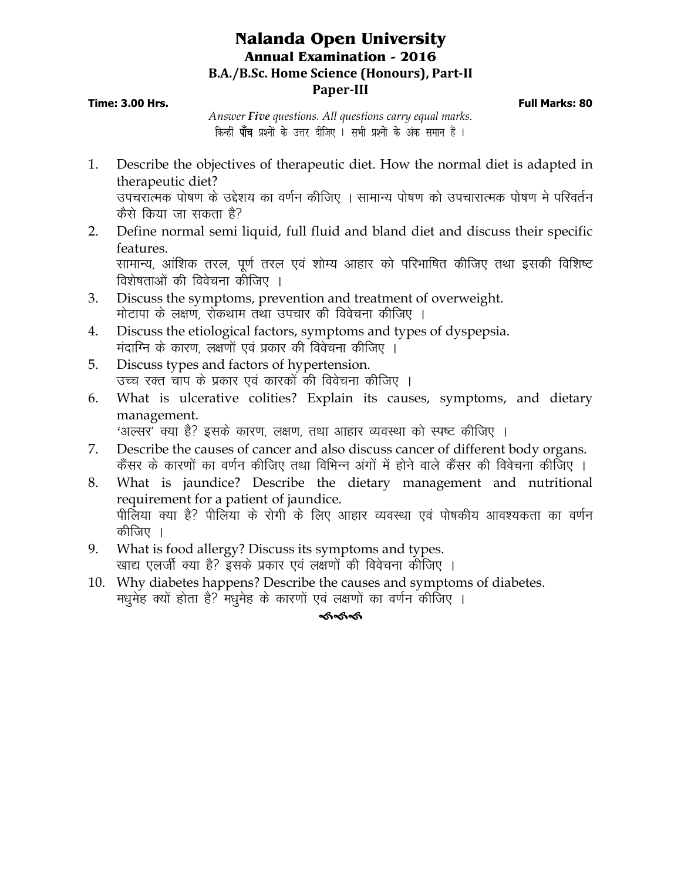# Nalanda Open University

## Annual Examination - 2016

### B.A./B.Sc. Home Science (Honours), Part-II

### Paper-III

**Time: 3.00 Hrs.** **Full Marks: 80**

*Answer* ***Five*** *questions. All questions carry equal marks.*
किन्हीं **पाँच** प्रश्नों के उत्तर दीजिए । सभी प्रश्नों के अंक समान हैं ।

1. Describe the objectives of therapeutic diet. How the normal diet is adapted in therapeutic diet?
   उपचरात्मक पोषण के उद्देश्य का वर्णन कीजिए । सामान्य पोषण को उपचारात्मक पोषण मे परिवर्तन कैसे किया जा सकता है?
2. Define normal semi liquid, full fluid and bland diet and discuss their specific features.
   सामान्य, आंशिक तरल, पूर्ण तरल एवं शोम्य आहार को परिभाषित कीजिए तथा इसकी विशिष्ट विशेषताओं की विवेचना कीजिए ।
3. Discuss the symptoms, prevention and treatment of overweight.
   मोटापा के लक्षण, रोकथाम तथा उपचार की विवेचना कीजिए ।
4. Discuss the etiological factors, symptoms and types of dyspepsia.
   मंदाग्नि के कारण, लक्षणों एवं प्रकार की विवेचना कीजिए ।
5. Discuss types and factors of hypertension.
   उच्च रक्त चाप के प्रकार एवं कारकों की विवेचना कीजिए ।
6. What is ulcerative colities? Explain its causes, symptoms, and dietary management.
   'अल्सर' क्या है? इसके कारण, लक्षण, तथा आहार व्यवस्था को स्पष्ट कीजिए ।
7. Describe the causes of cancer and also discuss cancer of different body organs.
   कैंसर के कारणों का वर्णन कीजिए तथा विभिन्न अंगों में होने वाले कैंसर की विवेचना कीजिए ।
8. What is jaundice? Describe the dietary management and nutritional requirement for a patient of jaundice.
   पीलिया क्या है? पीलिया के रोगी के लिए आहार व्यवस्था एवं पोषकीय आवश्यकता का वर्णन कीजिए ।
9. What is food allergy? Discuss its symptoms and types.
   खाद्य एलर्जी क्या है? इसके प्रकार एवं लक्षणों की विवेचना कीजिए ।
10. Why diabetes happens? Describe the causes and symptoms of diabetes.
    मधुमेह क्यों होता है? मधुमेह के कारणों एवं लक्षणों का वर्णन कीजिए ।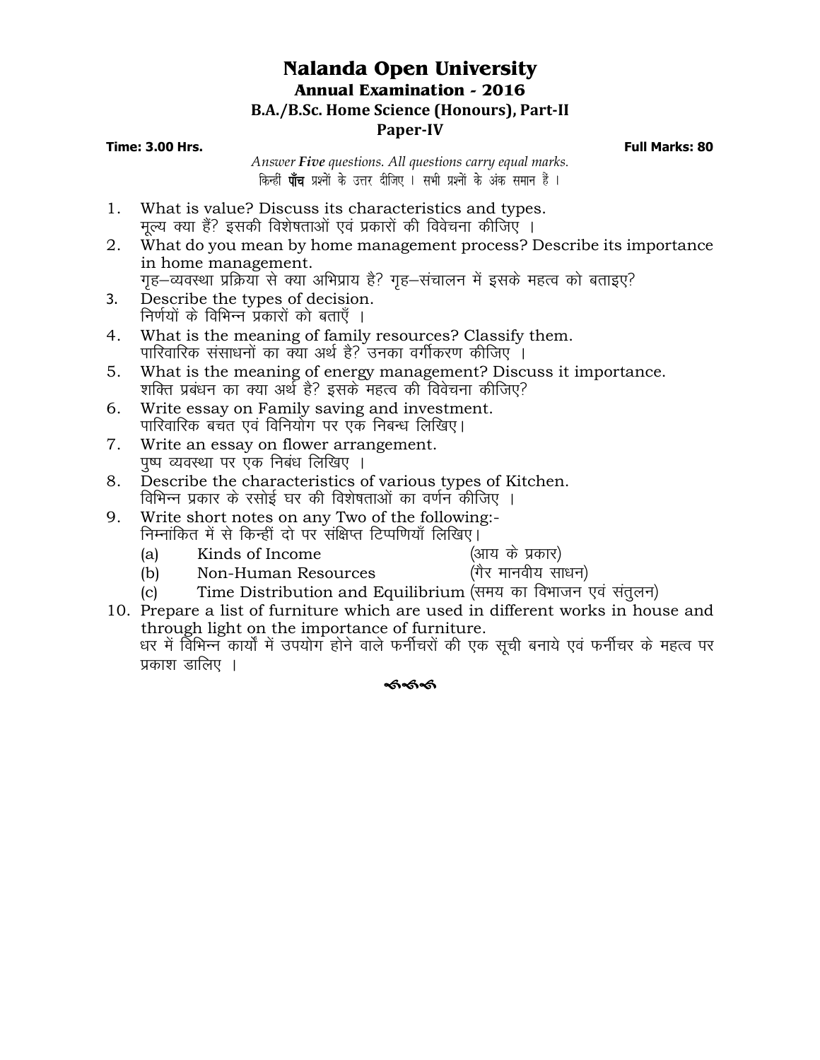# Nalanda Open University

## Annual Examination - 2016

### B.A./B.Sc. Home Science (Honours), Part-II

### Paper-IV

**Time: 3.00 Hrs.** **Full Marks: 80**

*Answer **Five** questions. All questions carry equal marks.*
किन्हीं **पाँच** प्रश्नों के उत्तर दीजिए । सभी प्रश्नों के अंक समान हैं ।

1. What is value? Discuss its characteristics and types.
   मूल्य क्या हैं? इसकी विशेषताओं एवं प्रकारों की विवेचना कीजिए ।
2. What do you mean by home management process? Describe its importance in home management.
   गृह–व्यवस्था प्रक्रिया से क्या अभिप्राय है? गृह–संचालन में इसके महत्व को बताइए?
3. Describe the types of decision.
   निर्णयों के विभिन्न प्रकारों को बताएँ ।
4. What is the meaning of family resources? Classify them.
   पारिवारिक संसाधनों का क्या अर्थ है? उनका वर्गीकरण कीजिए ।
5. What is the meaning of energy management? Discuss it importance.
   शक्ति प्रबंधन का क्या अर्थ है? इसके महत्व की विवेचना कीजिए?
6. Write essay on Family saving and investment.
   पारिवारिक बचत एवं विनियोग पर एक निबन्ध लिखिए।
7. Write an essay on flower arrangement.
   पुष्प व्यवस्था पर एक निबंध लिखिए ।
8. Describe the characteristics of various types of Kitchen.
   विभिन्न प्रकार के रसोई घर की विशेषताओं का वर्णन कीजिए ।
9. Write short notes on any Two of the following:-
   निम्नांकित में से किन्हीं दो पर संक्षिप्त टिप्पणियाँ लिखिए।
   (a) Kinds of Income (आय के प्रकार)
   (b) Non-Human Resources (गैर मानवीय साधन)
   (c) Time Distribution and Equilibrium (समय का विभाजन एवं संतुलन)
10. Prepare a list of furniture which are used in different works in house and through light on the importance of furniture.
    घर में विभिन्न कार्यों में उपयोग होने वाले फर्नीचरों की एक सूची बनाये एवं फर्नीचर के महत्व पर प्रकाश डालिए ।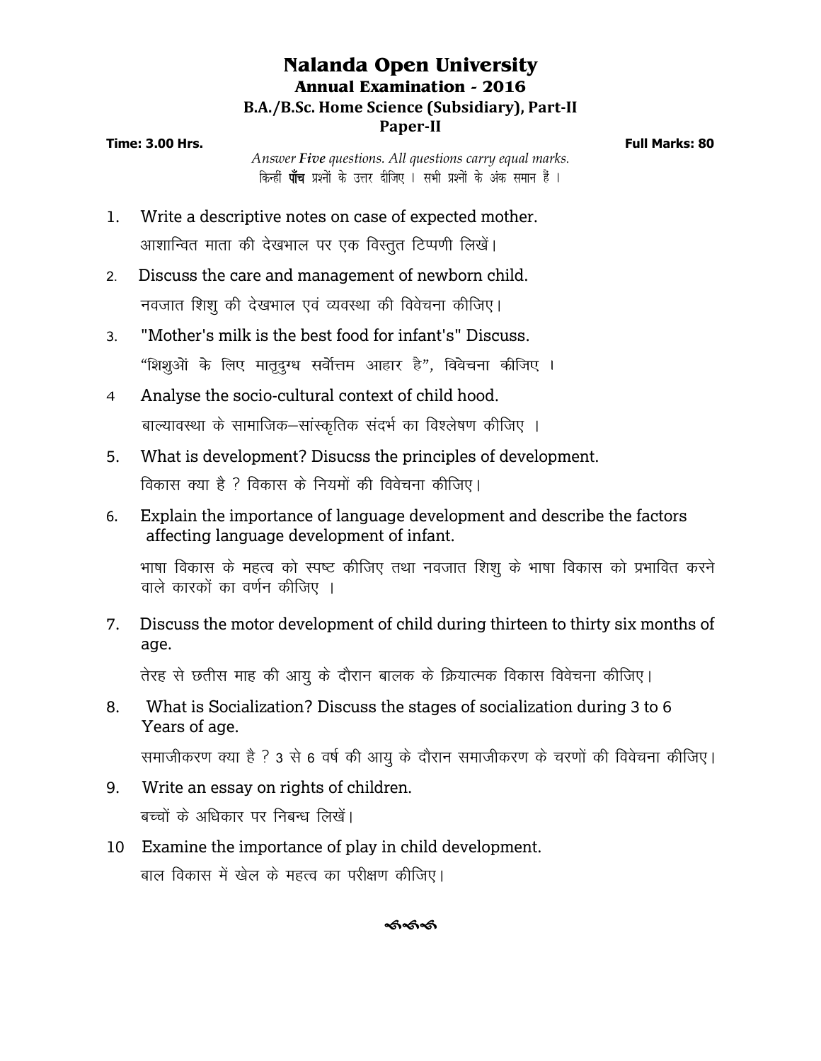# Nalanda Open University

## Annual Examination - 2016

### B.A./B.Sc. Home Science (Subsidiary), Part-II

### Paper-II

**Time: 3.00 Hrs.** **Full Marks: 80**

*Answer **Five** questions. All questions carry equal marks.*

किन्हीं **पाँच** प्रश्नों के उत्तर दीजिए । सभी प्रश्नों के अंक समान हैं ।

1. Write a descriptive notes on case of expected mother.

   आशान्वित माता की देखभाल पर एक विस्तुत टिप्पणी लिखें।

2. Discuss the care and management of newborn child.

   नवजात शिशु की देखभाल एवं व्यवस्था की विवेचना कीजिए।

3. "Mother's milk is the best food for infant's" Discuss.

   "शिशुओं के लिए मातृदुग्ध सर्वोत्तम आहार है", विवेचना कीजिए ।

4. Analyse the socio-cultural context of child hood.

   बाल्यावस्था के सामाजिक–सांस्कृतिक संदर्भ का विश्लेषण कीजिए ।

5. What is development? Disucss the principles of development.

   विकास क्या है ? विकास के नियमों की विवेचना कीजिए।

6. Explain the importance of language development and describe the factors affecting language development of infant.

   भाषा विकास के महत्व को स्पष्ट कीजिए तथा नवजात शिशु के भाषा विकास को प्रभावित करने वाले कारकों का वर्णन कीजिए ।

7. Discuss the motor development of child during thirteen to thirty six months of age.

   तेरह से छतीस माह की आयु के दौरान बालक के क्रियात्मक विकास विवेचना कीजिए।

8. What is Socialization? Discuss the stages of socialization during 3 to 6 Years of age.

   समाजीकरण क्या है ? 3 से 6 वर्ष की आयु के दौरान समाजीकरण के चरणों की विवेचना कीजिए।

9. Write an essay on rights of children.

   बच्चों के अधिकार पर निबन्ध लिखें।

10. Examine the importance of play in child development.

    बाल विकास में खेल के महत्व का परीक्षण कीजिए।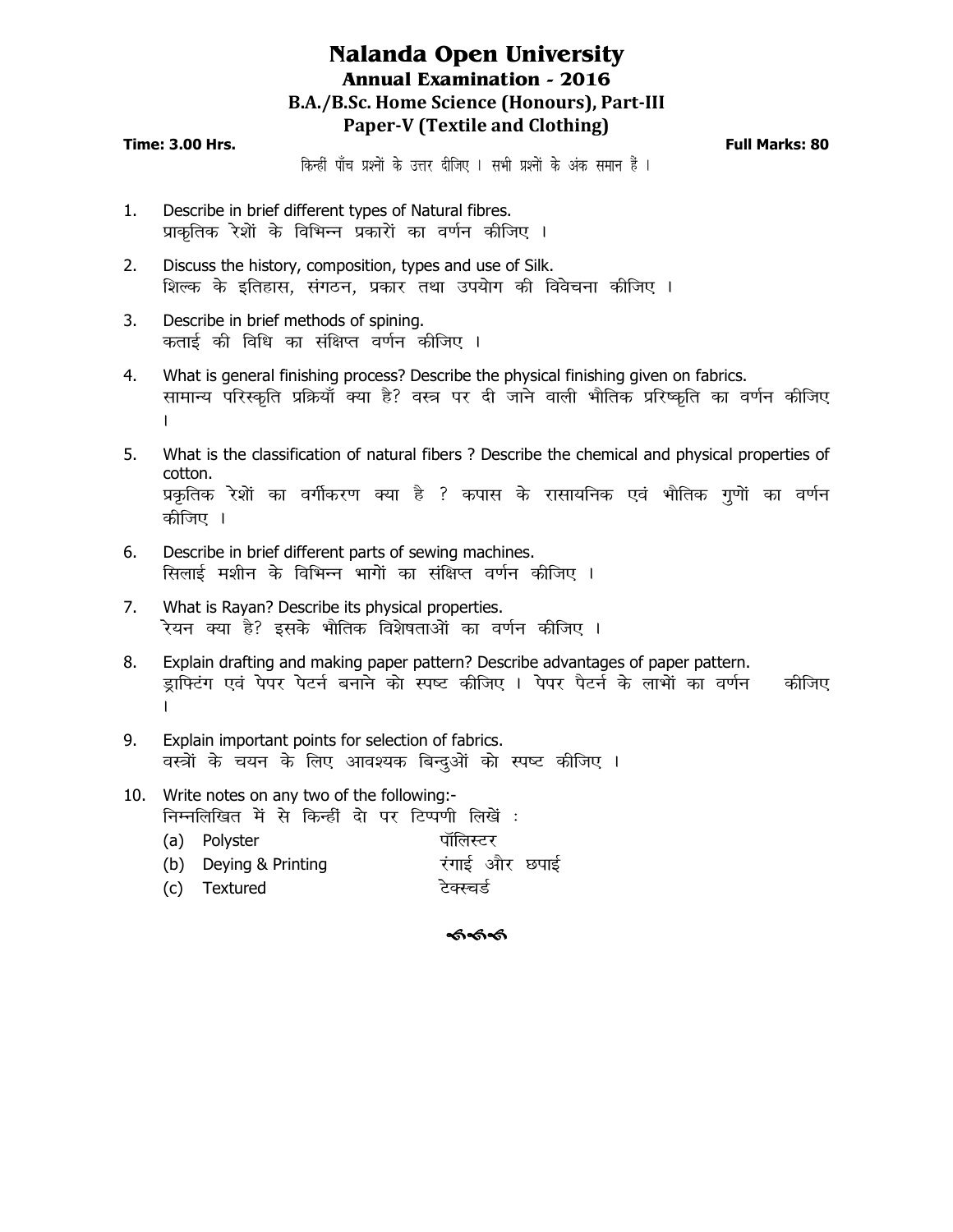# Nalanda Open University

## Annual Examination - 2016

## B.A./B.Sc. Home Science (Honours), Part-III

## Paper-V (Textile and Clothing)

**Time: 3.00 Hrs.** **Full Marks: 80**

किन्हीं पाँच प्रश्नों के उत्तर दीजिए । सभी प्रश्नों के अंक समान हैं ।

1. Describe in brief different types of Natural fibres.
   प्राकृतिक रेशों के विभिन्न प्रकारों का वर्णन कीजिए ।

2. Discuss the history, composition, types and use of Silk.
   शिल्क के इतिहास, संगठन, प्रकार तथा उपयोग की विवेचना कीजिए ।

3. Describe in brief methods of spining.
   कताई की विधि का संक्षिप्त वर्णन कीजिए ।

4. What is general finishing process? Describe the physical finishing given on fabrics.
   सामान्य परिस्कृति प्रक्रियाँ क्या है? वस्त्र पर दी जाने वाली भौतिक प्ररिष्कृति का वर्णन कीजिए ।

5. What is the classification of natural fibers ? Describe the chemical and physical properties of cotton.
   प्रकृतिक रेशों का वर्गीकरण क्या है ? कपास के रासायनिक एवं भौतिक गुणों का वर्णन कीजिए ।

6. Describe in brief different parts of sewing machines.
   सिलाई मशीन के विभिन्न भागों का संक्षिप्त वर्णन कीजिए ।

7. What is Rayan? Describe its physical properties.
   रेयन क्या है? इसके भौतिक विशेषताओं का वर्णन कीजिए ।

8. Explain drafting and making paper pattern? Describe advantages of paper pattern.
   ड्राफ्टिंग एवं पेपर पेटर्न बनाने को स्पष्ट कीजिए । पेपर पैटर्न के लाभों का वर्णन कीजिए ।

9. Explain important points for selection of fabrics.
   वस्त्रों के चयन के लिए आवश्यक बिन्दुओं को स्पष्ट कीजिए ।

10. Write notes on any two of the following:-
    निम्नलिखित में से किन्हीं दो पर टिप्पणी लिखें :
    - (a) Polyster — पॉलिस्टर
    - (b) Deying & Printing — रंगाई और छपाई
    - (c) Textured — टेक्स्चर्ड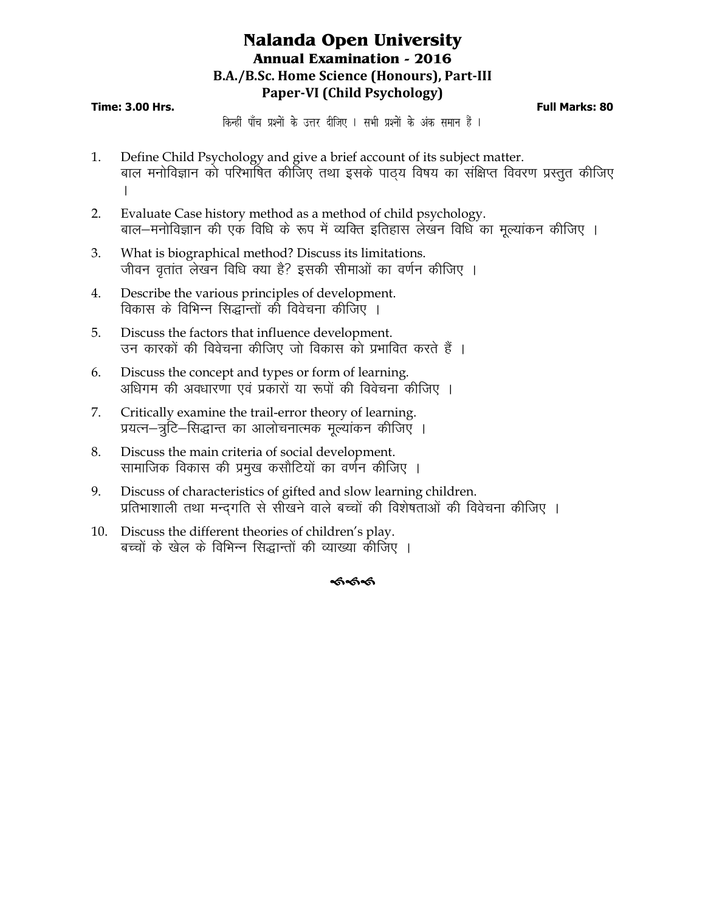# Nalanda Open University

## Annual Examination - 2016

### B.A./B.Sc. Home Science (Honours), Part-III

### Paper-VI (Child Psychology)

**Time: 3.00 Hrs.** **Full Marks: 80**

किन्हीं पाँच प्रश्नों के उत्तर दीजिए । सभी प्रश्नों के अंक समान हैं ।

1. Define Child Psychology and give a brief account of its subject matter.
   बाल मनोविज्ञान को परिभाषित कीजिए तथा इसके पाठ्य विषय का संक्षिप्त विवरण प्रस्तुत कीजिए ।

2. Evaluate Case history method as a method of child psychology.
   बाल–मनोविज्ञान की एक विधि के रूप में व्यक्ति इतिहास लेखन विधि का मूल्यांकन कीजिए ।

3. What is biographical method? Discuss its limitations.
   जीवन वृतांत लेखन विधि क्या है? इसकी सीमाओं का वर्णन कीजिए ।

4. Describe the various principles of development.
   विकास के विभिन्न सिद्धान्तों की विवेचना कीजिए ।

5. Discuss the factors that influence development.
   उन कारकों की विवेचना कीजिए जो विकास को प्रभावित करते हैं ।

6. Discuss the concept and types or form of learning.
   अधिगम की अवधारणा एवं प्रकारों या रूपों की विवेचना कीजिए ।

7. Critically examine the trail-error theory of learning.
   प्रयत्न–त्रुटि–सिद्धान्त का आलोचनात्मक मूल्यांकन कीजिए ।

8. Discuss the main criteria of social development.
   सामाजिक विकास की प्रमुख कसौटियों का वर्णन कीजिए ।

9. Discuss of characteristics of gifted and slow learning children.
   प्रतिभाशाली तथा मन्दगति से सीखने वाले बच्चों की विशेषताओं की विवेचना कीजिए ।

10. Discuss the different theories of children's play.
    बच्चों के खेल के विभिन्न सिद्धान्तों की व्याख्या कीजिए ।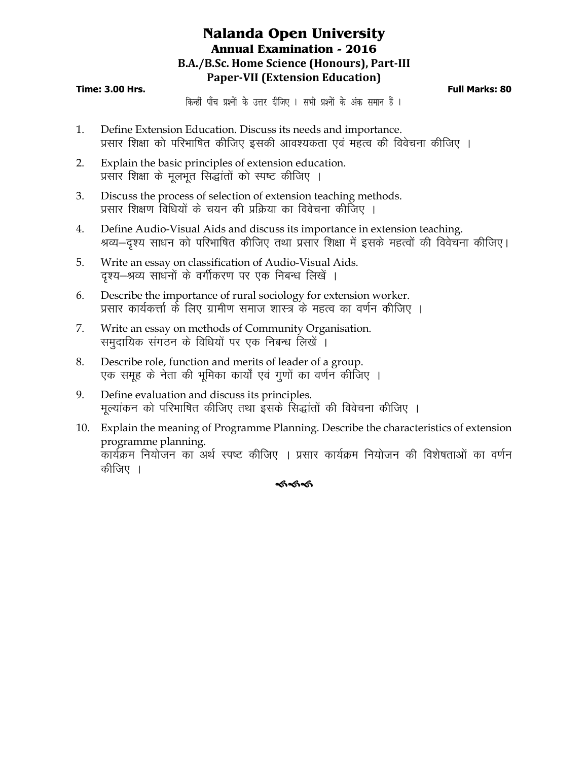# Nalanda Open University

## Annual Examination - 2016

### B.A./B.Sc. Home Science (Honours), Part-III

### Paper-VII (Extension Education)

**Time: 3.00 Hrs.** **Full Marks: 80**

किन्हीं पाँच प्रश्नों के उत्तर दीजिए । सभी प्रश्नों के अंक समान हैं ।

1. Define Extension Education. Discuss its needs and importance.
   प्रसार शिक्षा को परिभाषित कीजिए इसकी आवश्यकता एवं महत्व की विवेचना कीजिए ।

2. Explain the basic principles of extension education.
   प्रसार शिक्षा के मूलभूत सिद्धांतों को स्पष्ट कीजिए ।

3. Discuss the process of selection of extension teaching methods.
   प्रसार शिक्षण विधियों के चयन की प्रक्रिया का विवेचना कीजिए ।

4. Define Audio-Visual Aids and discuss its importance in extension teaching.
   श्रव्य–दृश्य साधन को परिभाषित कीजिए तथा प्रसार शिक्षा में इसके महत्वों की विवेचना कीजिए।

5. Write an essay on classification of Audio-Visual Aids.
   दृश्य–श्रव्य साधनों के वर्गीकरण पर एक निबन्ध लिखें ।

6. Describe the importance of rural sociology for extension worker.
   प्रसार कार्यकर्त्ता के लिए ग्रामीण समाज शास्त्र के महत्व का वर्णन कीजिए ।

7. Write an essay on methods of Community Organisation.
   समुदायिक संगठन के विधियों पर एक निबन्ध लिखें ।

8. Describe role, function and merits of leader of a group.
   एक समूह के नेता की भूमिका कार्यों एवं गुणों का वर्णन कीजिए ।

9. Define evaluation and discuss its principles.
   मूल्यांकन को परिभाषित कीजिए तथा इसके सिद्धांतों की विवेचना कीजिए ।

10. Explain the meaning of Programme Planning. Describe the characteristics of extension programme planning.
    कार्यक्रम नियोजन का अर्थ स्पष्ट कीजिए । प्रसार कार्यक्रम नियोजन की विशेषताओं का वर्णन कीजिए ।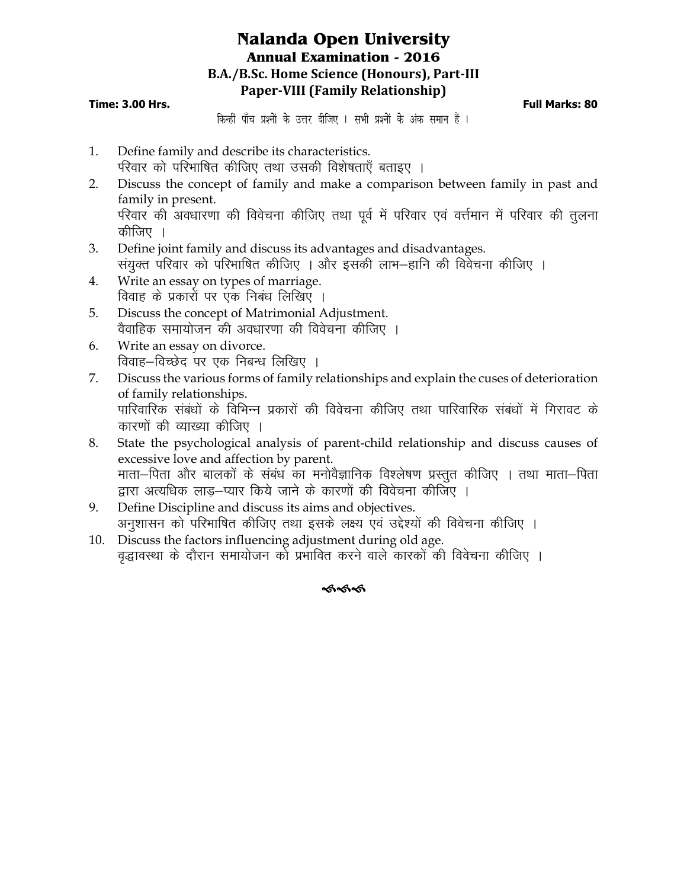# Nalanda Open University

## Annual Examination - 2016

## B.A./B.Sc. Home Science (Honours), Part-III

## Paper-VIII (Family Relationship)

**Time: 3.00 Hrs.** **Full Marks: 80**

किन्हीं पाँच प्रश्नों के उत्तर दीजिए । सभी प्रश्नों के अंक समान हैं ।

1. Define family and describe its characteristics.
   परिवार को परिभाषित कीजिए तथा उसकी विशेषताएँ बताइए ।
2. Discuss the concept of family and make a comparison between family in past and family in present.
   परिवार की अवधारणा की विवेचना कीजिए तथा पूर्व में परिवार एवं वर्तमान में परिवार की तुलना कीजिए ।
3. Define joint family and discuss its advantages and disadvantages.
   संयुक्त परिवार को परिभाषित कीजिए । और इसकी लाभ–हानि की विवेचना कीजिए ।
4. Write an essay on types of marriage.
   विवाह के प्रकारों पर एक निबंध लिखिए ।
5. Discuss the concept of Matrimonial Adjustment.
   वैवाहिक समायोजन की अवधारणा की विवेचना कीजिए ।
6. Write an essay on divorce.
   विवाह–विच्छेद पर एक निबन्ध लिखिए ।
7. Discuss the various forms of family relationships and explain the cuses of deterioration of family relationships.
   पारिवारिक संबंधों के विभिन्न प्रकारों की विवेचना कीजिए तथा पारिवारिक संबंधों में गिरावट के कारणों की व्याख्या कीजिए ।
8. State the psychological analysis of parent-child relationship and discuss causes of excessive love and affection by parent.
   माता–पिता और बालकों के संबंध का मनोवैज्ञानिक विश्लेषण प्रस्तुत कीजिए । तथा माता–पिता द्वारा अत्यधिक लाड़–प्यार किये जाने के कारणों की विवेचना कीजिए ।
9. Define Discipline and discuss its aims and objectives.
   अनुशासन को परिभाषित कीजिए तथा इसके लक्ष्य एवं उद्देश्यों की विवेचना कीजिए ।
10. Discuss the factors influencing adjustment during old age.
    वृद्धावस्था के दौरान समायोजन को प्रभावित करने वाले कारकों की विवेचना कीजिए ।